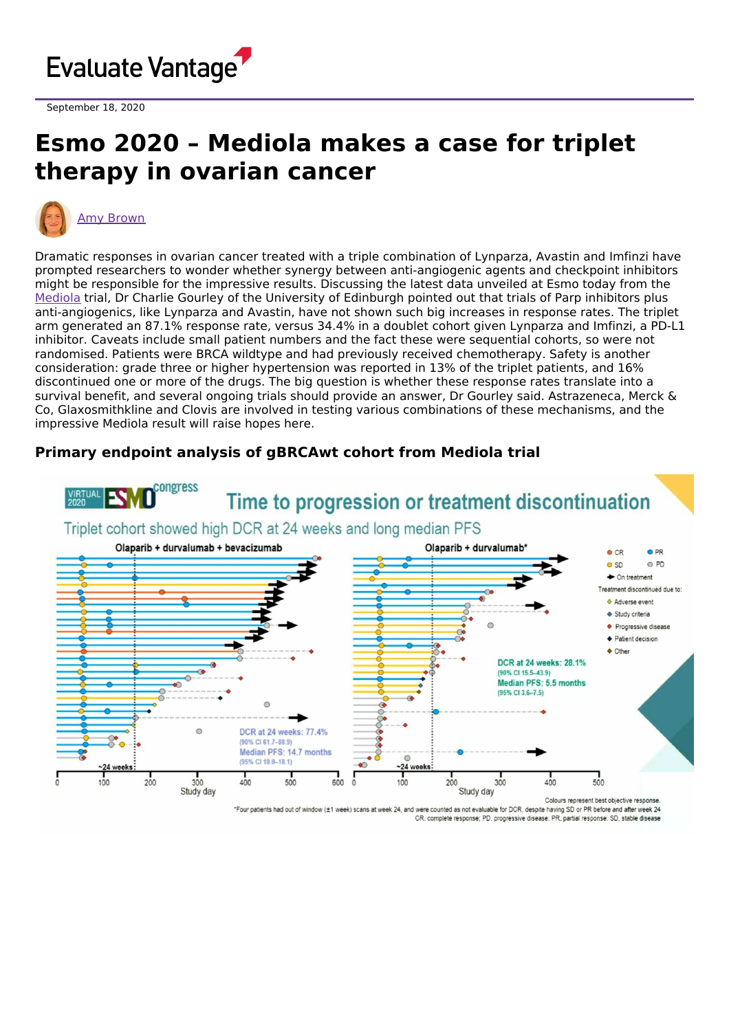September 18, 2020

# Esmo 2020 – Mediola makes a case for triplet therapy in ovarian cancer

Amy Brown

Dramatic responses in ovarian cancer treated with a triple combination of Lynparza, Avastin and Imfinzi have prompted researchers to wonder whether synergy between anti-angiogenic agents and checkpoint inhibitors might be responsible for the impressive results. Discussing the latest data unveiled at Esmo today from the Mediola trial, Dr Charlie Gourley of the University of Edinburgh pointed out that trials of Parp inhibitors plus anti-angiogenics, like Lynparza and Avastin, have not shown such big increases in response rates. The triplet arm generated an 87.1% response rate, versus 34.4% in a doublet cohort given Lynparza and Imfinzi, a PD-L1 inhibitor. Caveats include small patient numbers and the fact these were sequential cohorts, so were not randomised. Patients were BRCA wildtype and had previously received chemotherapy. Safety is another consideration: grade three or higher hypertension was reported in 13% of the triplet patients, and 16% discontinued one or more of the drugs. The big question is whether these response rates translate into a survival benefit, and several ongoing trials should provide an answer, Dr Gourley said. Astrazeneca, Merck & Co, Glaxosmithkline and Clovis are involved in testing various combinations of these mechanisms, and the impressive Mediola result will raise hopes here.

### Primary endpoint analysis of gBRCAwt cohort from Mediola trial

**Time to progression or treatment discontinuation**

Triplet cohort showed high DCR at 24 weeks and long median PFS

| | Olaparib + durvalumab + bevacizumab | Olaparib + durvalumab* |
|---|---|---|
| DCR at 24 weeks | 77.4% (90% CI 61.7–88.9) | 28.1% (90% CI 15.5–43.9) |
| Median PFS | 14.7 months (95% CI 10.0–18.1) | 5.5 months (95% CI 3.6–7.5) |

Legend: CR; PR; SD; PD; On treatment; Treatment discontinued due to: Adverse event, Study criteria, Progressive disease, Patient decision, Other

Colours represent best objective response.

*Four patients had out of window (±1 week) scans at week 24, and were counted as not evaluable for DCR, despite having SD or PR before and after week 24

CR, complete response; PD, progressive disease; PR, partial response; SD, stable disease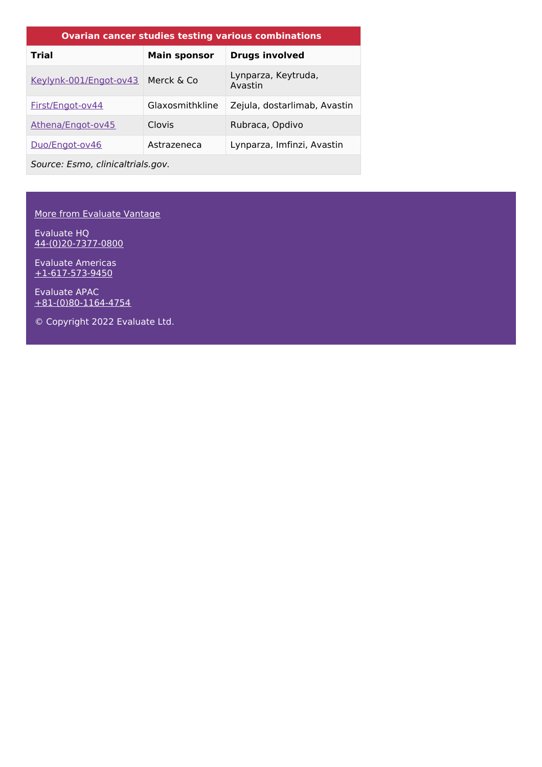| Ovarian cancer studies testing various combinations | | |
|---|---|---|
| **Trial** | **Main sponsor** | **Drugs involved** |
| Keylynk-001/Engot-ov43 | Merck & Co | Lynparza, Keytruda, Avastin |
| First/Engot-ov44 | Glaxosmithkline | Zejula, dostarlimab, Avastin |
| Athena/Engot-ov45 | Clovis | Rubraca, Opdivo |
| Duo/Engot-ov46 | Astrazeneca | Lynparza, Imfinzi, Avastin |
| *Source: Esmo, clinicaltrials.gov.* | | |

More from Evaluate Vantage

Evaluate HQ
44-(0)20-7377-0800

Evaluate Americas
+1-617-573-9450

Evaluate APAC
+81-(0)80-1164-4754

© Copyright 2022 Evaluate Ltd.